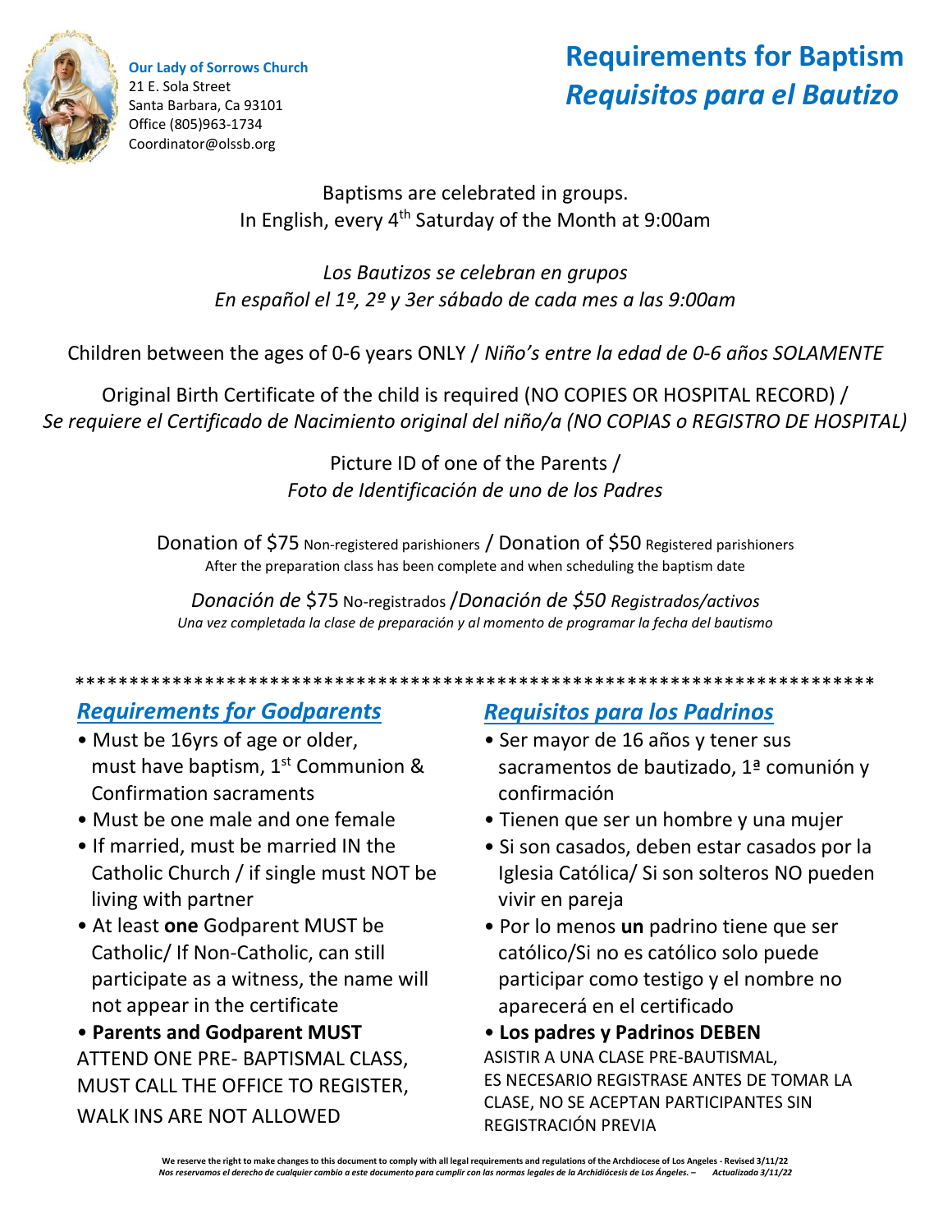**Our Lady of Sorrows Church**
21 E. Sola Street
Santa Barbara, Ca 93101
Office (805)963-1734
Coordinator@olssb.org

# Requirements for Baptism
# *Requisitos para el Bautizo*

Baptisms are celebrated in groups.
In English, every 4th Saturday of the Month at 9:00am

*Los Bautizos se celebran en grupos*
*En español el 1º, 2º y 3er sábado de cada mes a las 9:00am*

Children between the ages of 0-6 years ONLY / *Niño's entre la edad de 0-6 años SOLAMENTE*

Original Birth Certificate of the child is required (NO COPIES OR HOSPITAL RECORD) /
*Se requiere el Certificado de Nacimiento original del niño/a (NO COPIAS o REGISTRO DE HOSPITAL)*

Picture ID of one of the Parents /
*Foto de Identificación de uno de los Padres*

Donation of $75 Non-registered parishioners / Donation of $50 Registered parishioners
After the preparation class has been complete and when scheduling the baptism date

*Donación de* $75 No-registrados /*Donación de $50 Registrados/activos*
*Una vez completada la clase de preparación y al momento de programar la fecha del bautismo*

*************************************************************************

## *Requirements for Godparents*

- Must be 16yrs of age or older, must have baptism, 1st Communion & Confirmation sacraments
- Must be one male and one female
- If married, must be married IN the Catholic Church / if single must NOT be living with partner
- At least **one** Godparent MUST be Catholic/ If Non-Catholic, can still participate as a witness, the name will not appear in the certificate
- **Parents and Godparent MUST** ATTEND ONE PRE- BAPTISMAL CLASS, MUST CALL THE OFFICE TO REGISTER, WALK INS ARE NOT ALLOWED

## *Requisitos para los Padrinos*

- Ser mayor de 16 años y tener sus sacramentos de bautizado, 1ª comunión y confirmación
- Tienen que ser un hombre y una mujer
- Si son casados, deben estar casados por la Iglesia Católica/ Si son solteros NO pueden vivir en pareja
- Por lo menos **un** padrino tiene que ser católico/Si no es católico solo puede participar como testigo y el nombre no aparecerá en el certificado
- **Los padres y Padrinos DEBEN** ASISTIR A UNA CLASE PRE-BAUTISMAL, ES NECESARIO REGISTRASE ANTES DE TOMAR LA CLASE, NO SE ACEPTAN PARTICIPANTES SIN REGISTRACIÓN PREVIA

**We reserve the right to make changes to this document to comply with all legal requirements and regulations of the Archdiocese of Los Angeles - Revised 3/11/22**
***Nos reservamos el derecho de cualquier cambio a este documento para cumplir con las normas legales de la Archidiócesis de Los Ángeles. – Actualizada 3/11/22***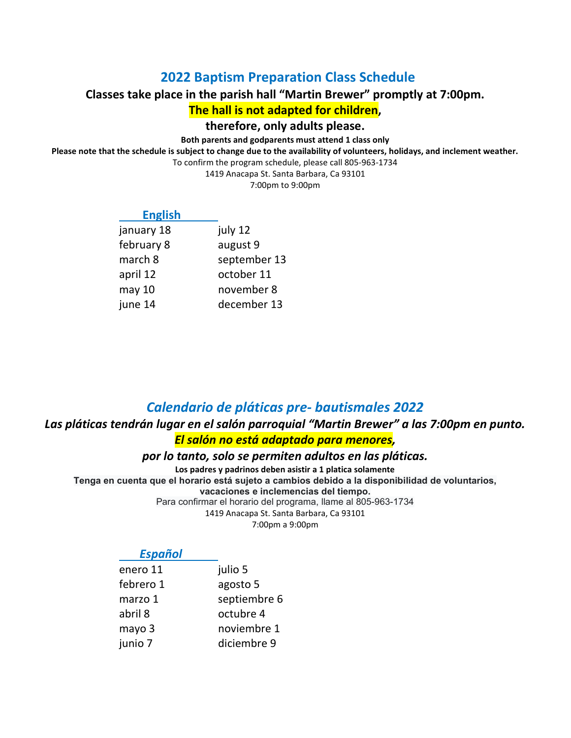## 2022 Baptism Preparation Class Schedule

**Classes take place in the parish hall "Martin Brewer" promptly at 7:00pm.**

**The hall is not adapted for children,**

**therefore, only adults please.**

**Both parents and godparents must attend 1 class only**

**Please note that the schedule is subject to change due to the availability of volunteers, holidays, and inclement weather.**

To confirm the program schedule, please call 805-963-1734

1419 Anacapa St. Santa Barbara, Ca 93101

7:00pm to 9:00pm

### English

| | |
|---|---|
| january 18 | july 12 |
| february 8 | august 9 |
| march 8 | september 13 |
| april 12 | october 11 |
| may 10 | november 8 |
| june 14 | december 13 |

## *Calendario de pláticas pre- bautismales 2022*

***Las pláticas tendrán lugar en el salón parroquial "Martin Brewer" a las 7:00pm en punto.***

***El salón no está adaptado para menores,***

***por lo tanto, solo se permiten adultos en las pláticas.***

**Los padres y padrinos deben asistir a 1 platica solamente**

**Tenga en cuenta que el horario está sujeto a cambios debido a la disponibilidad de voluntarios, vacaciones e inclemencias del tiempo.**

Para confirmar el horario del programa, llame al 805-963-1734

1419 Anacapa St. Santa Barbara, Ca 93101

7:00pm a 9:00pm

### *Español*

| | |
|---|---|
| enero 11 | julio 5 |
| febrero 1 | agosto 5 |
| marzo 1 | septiembre 6 |
| abril 8 | octubre 4 |
| mayo 3 | noviembre 1 |
| junio 7 | diciembre 9 |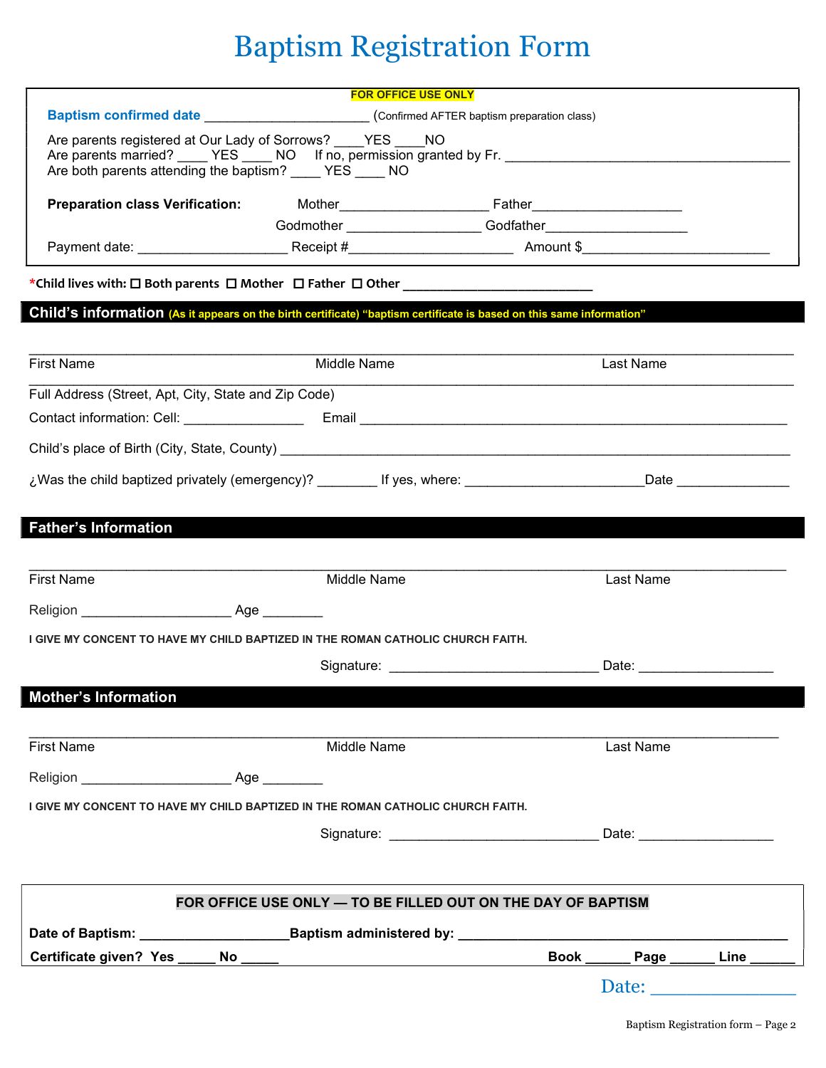# Baptism Registration Form

**FOR OFFICE USE ONLY**

**Baptism confirmed date** ______________________ (Confirmed AFTER baptism preparation class)

Are parents registered at Our Lady of Sorrows? ____YES ____NO
Are parents married? ____ YES ____ NO   If no, permission granted by Fr. ________________________________________
Are both parents attending the baptism? ____ YES ____ NO

**Preparation class Verification:**   Mother____________________ Father____________________
Godmother __________________ Godfather___________________

Payment date: ____________________ Receipt #______________________ Amount $_________________________

***Child lives with:** ☐ **Both parents** ☐ **Mother** ☐ **Father** ☐ **Other** ___________________________

## Child's information (As it appears on the birth certificate) "baptism certificate is based on this same information"

_____________________________________________________________________________________________

First Name   Middle Name   Last Name

_____________________________________________________________________________________________

Full Address (Street, Apt, City, State and Zip Code)

Contact information: Cell: ________________ Email ____________________________________________________________

Child's place of Birth (City, State, County) ______________________________________________________________________

¿Was the child baptized privately (emergency)? ________ If yes, where: ________________________Date _______________

## Father's Information

_____________________________________________________________________________________________

First Name   Middle Name   Last Name

Religion ____________________ Age ________

**I GIVE MY CONCENT TO HAVE MY CHILD BAPTIZED IN THE ROMAN CATHOLIC CHURCH FAITH.**

Signature: ____________________________ Date: __________________

## Mother's Information

_____________________________________________________________________________________________

First Name   Middle Name   Last Name

Religion ____________________ Age ________

**I GIVE MY CONCENT TO HAVE MY CHILD BAPTIZED IN THE ROMAN CATHOLIC CHURCH FAITH.**

Signature: ____________________________ Date: __________________

**FOR OFFICE USE ONLY — TO BE FILLED OUT ON THE DAY OF BAPTISM**

**Date of Baptism:** ____________________ **Baptism administered by:** ____________________________________________

**Certificate given? Yes** _____ **No** _____   **Book** ______ **Page** ______ **Line** ______

Date: _______________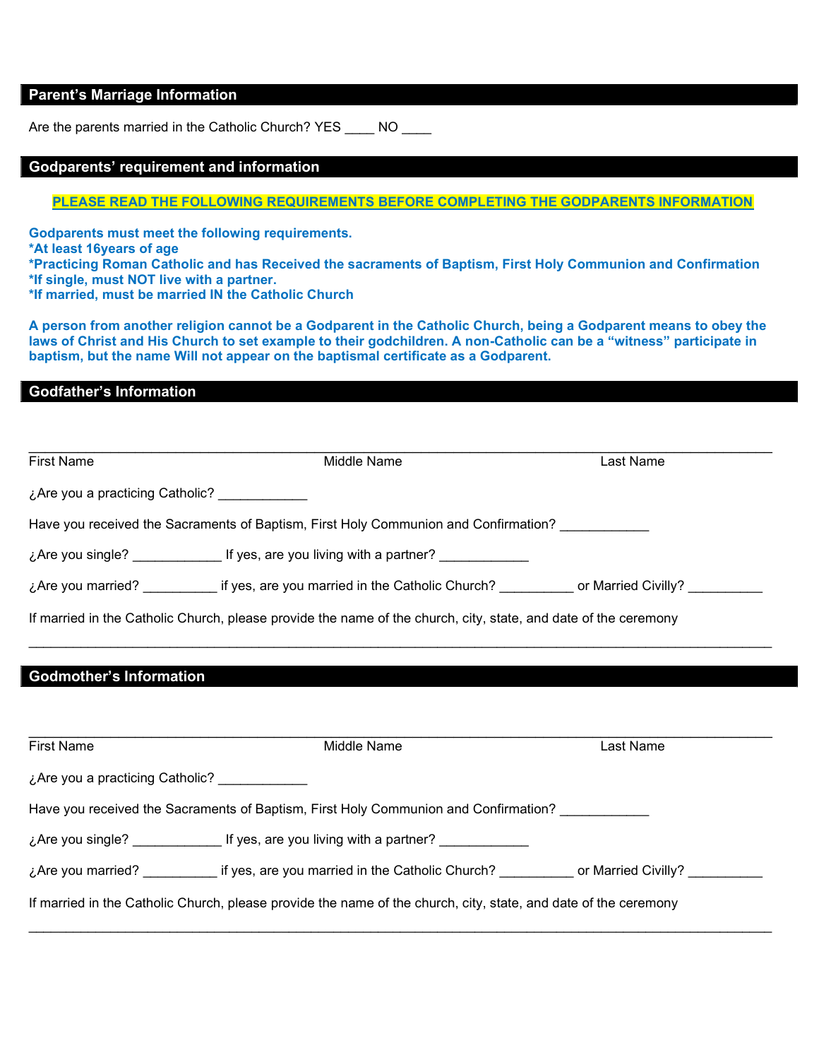## Parent's Marriage Information

Are the parents married in the Catholic Church? YES ____ NO ____

## Godparents' requirement and information

**PLEASE READ THE FOLLOWING REQUIREMENTS BEFORE COMPLETING THE GODPARENTS INFORMATION**

**Godparents must meet the following requirements.**
**\*At least 16years of age**
**\*Practicing Roman Catholic and has Received the sacraments of Baptism, First Holy Communion and Confirmation**
**\*If single, must NOT live with a partner.**
**\*If married, must be married IN the Catholic Church**

**A person from another religion cannot be a Godparent in the Catholic Church, being a Godparent means to obey the laws of Christ and His Church to set example to their godchildren. A non-Catholic can be a "witness" participate in baptism, but the name Will not appear on the baptismal certificate as a Godparent.**

## Godfather's Information

_______________________________________________________________________________________

First Name Middle Name Last Name

¿Are you a practicing Catholic? ____________

Have you received the Sacraments of Baptism, First Holy Communion and Confirmation? ____________

¿Are you single? ____________ If yes, are you living with a partner? ____________

¿Are you married? __________ if yes, are you married in the Catholic Church? __________ or Married Civilly? __________

If married in the Catholic Church, please provide the name of the church, city, state, and date of the ceremony

_______________________________________________________________________________________

## Godmother's Information

_______________________________________________________________________________________

First Name Middle Name Last Name

¿Are you a practicing Catholic? ____________

Have you received the Sacraments of Baptism, First Holy Communion and Confirmation? ____________

¿Are you single? ____________ If yes, are you living with a partner? ____________

¿Are you married? __________ if yes, are you married in the Catholic Church? __________ or Married Civilly? __________

If married in the Catholic Church, please provide the name of the church, city, state, and date of the ceremony

_______________________________________________________________________________________